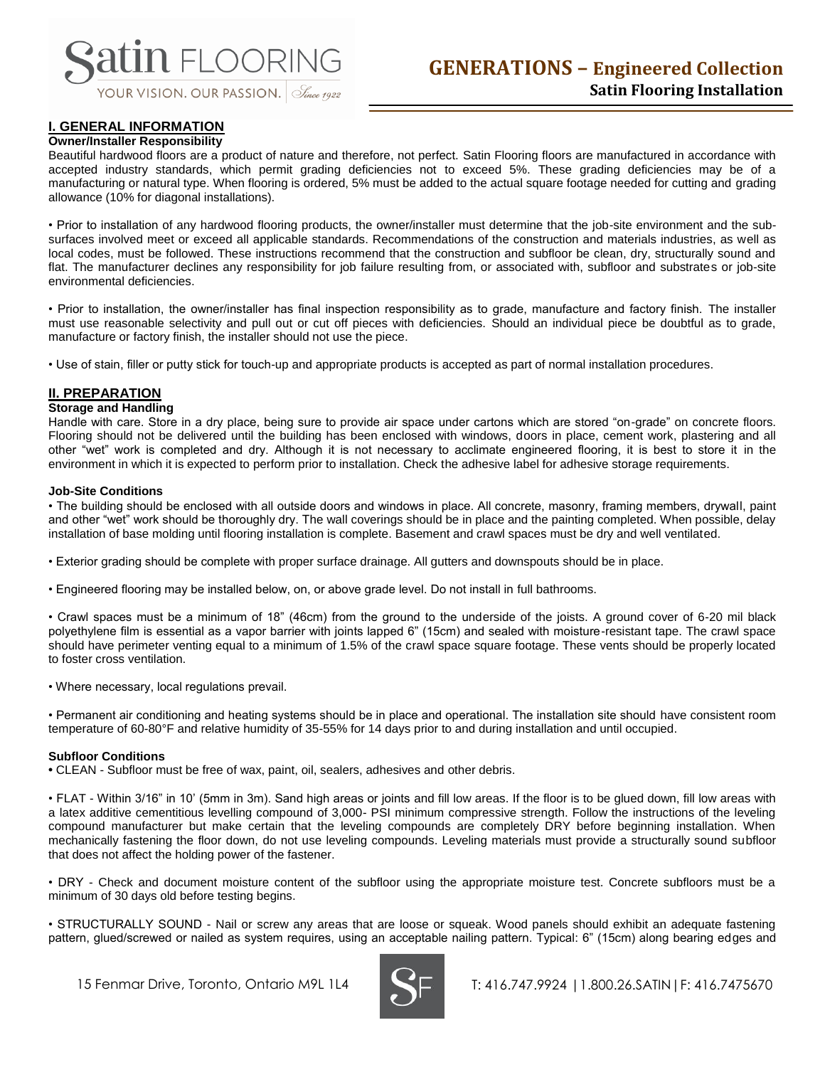# GENERATIONS – Engineered Collection

## Satin Flooring Installation

## I. GENERAL INFORMATION

### Owner/Installer Responsibility

Beautiful hardwood floors are a product of nature and therefore, not perfect. Satin Flooring floors are manufactured in accordance with accepted industry standards, which permit grading deficiencies not to exceed 5%. These grading deficiencies may be of a manufacturing or natural type. When flooring is ordered, 5% must be added to the actual square footage needed for cutting and grading allowance (10% for diagonal installations).

• Prior to installation of any hardwood flooring products, the owner/installer must determine that the job-site environment and the sub-surfaces involved meet or exceed all applicable standards. Recommendations of the construction and materials industries, as well as local codes, must be followed. These instructions recommend that the construction and subfloor be clean, dry, structurally sound and flat. The manufacturer declines any responsibility for job failure resulting from, or associated with, subfloor and substrates or job-site environmental deficiencies.

• Prior to installation, the owner/installer has final inspection responsibility as to grade, manufacture and factory finish. The installer must use reasonable selectivity and pull out or cut off pieces with deficiencies. Should an individual piece be doubtful as to grade, manufacture or factory finish, the installer should not use the piece.

• Use of stain, filler or putty stick for touch-up and appropriate products is accepted as part of normal installation procedures.

## II. PREPARATION

### Storage and Handling

Handle with care. Store in a dry place, being sure to provide air space under cartons which are stored "on-grade" on concrete floors. Flooring should not be delivered until the building has been enclosed with windows, doors in place, cement work, plastering and all other "wet" work is completed and dry. Although it is not necessary to acclimate engineered flooring, it is best to store it in the environment in which it is expected to perform prior to installation. Check the adhesive label for adhesive storage requirements.

### Job-Site Conditions

• The building should be enclosed with all outside doors and windows in place. All concrete, masonry, framing members, drywall, paint and other "wet" work should be thoroughly dry. The wall coverings should be in place and the painting completed. When possible, delay installation of base molding until flooring installation is complete. Basement and crawl spaces must be dry and well ventilated.

• Exterior grading should be complete with proper surface drainage. All gutters and downspouts should be in place.

• Engineered flooring may be installed below, on, or above grade level. Do not install in full bathrooms.

• Crawl spaces must be a minimum of 18" (46cm) from the ground to the underside of the joists. A ground cover of 6-20 mil black polyethylene film is essential as a vapor barrier with joints lapped 6" (15cm) and sealed with moisture-resistant tape. The crawl space should have perimeter venting equal to a minimum of 1.5% of the crawl space square footage. These vents should be properly located to foster cross ventilation.

• Where necessary, local regulations prevail.

• Permanent air conditioning and heating systems should be in place and operational. The installation site should have consistent room temperature of 60-80°F and relative humidity of 35-55% for 14 days prior to and during installation and until occupied.

### Subfloor Conditions

• CLEAN - Subfloor must be free of wax, paint, oil, sealers, adhesives and other debris.

• FLAT - Within 3/16" in 10' (5mm in 3m). Sand high areas or joints and fill low areas. If the floor is to be glued down, fill low areas with a latex additive cementitious levelling compound of 3,000- PSI minimum compressive strength. Follow the instructions of the leveling compound manufacturer but make certain that the leveling compounds are completely DRY before beginning installation. When mechanically fastening the floor down, do not use leveling compounds. Leveling materials must provide a structurally sound subfloor that does not affect the holding power of the fastener.

• DRY - Check and document moisture content of the subfloor using the appropriate moisture test. Concrete subfloors must be a minimum of 30 days old before testing begins.

• STRUCTURALLY SOUND - Nail or screw any areas that are loose or squeak. Wood panels should exhibit an adequate fastening pattern, glued/screwed or nailed as system requires, using an acceptable nailing pattern. Typical: 6" (15cm) along bearing edges and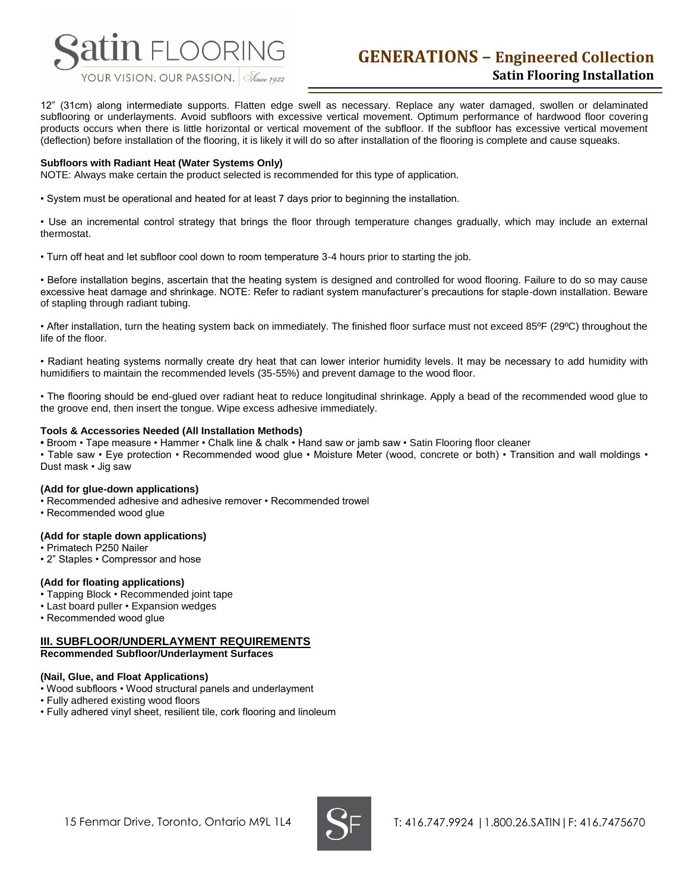12" (31cm) along intermediate supports. Flatten edge swell as necessary. Replace any water damaged, swollen or delaminated subflooring or underlayments. Avoid subfloors with excessive vertical movement. Optimum performance of hardwood floor covering products occurs when there is little horizontal or vertical movement of the subfloor. If the subfloor has excessive vertical movement (deflection) before installation of the flooring, it is likely it will do so after installation of the flooring is complete and cause squeaks.

**Subfloors with Radiant Heat (Water Systems Only)**

NOTE: Always make certain the product selected is recommended for this type of application.

• System must be operational and heated for at least 7 days prior to beginning the installation.

• Use an incremental control strategy that brings the floor through temperature changes gradually, which may include an external thermostat.

• Turn off heat and let subfloor cool down to room temperature 3-4 hours prior to starting the job.

• Before installation begins, ascertain that the heating system is designed and controlled for wood flooring. Failure to do so may cause excessive heat damage and shrinkage. NOTE: Refer to radiant system manufacturer's precautions for staple-down installation. Beware of stapling through radiant tubing.

• After installation, turn the heating system back on immediately. The finished floor surface must not exceed 85ºF (29ºC) throughout the life of the floor.

• Radiant heating systems normally create dry heat that can lower interior humidity levels. It may be necessary to add humidity with humidifiers to maintain the recommended levels (35-55%) and prevent damage to the wood floor.

• The flooring should be end-glued over radiant heat to reduce longitudinal shrinkage. Apply a bead of the recommended wood glue to the groove end, then insert the tongue. Wipe excess adhesive immediately.

**Tools & Accessories Needed (All Installation Methods)**

• Broom • Tape measure • Hammer • Chalk line & chalk • Hand saw or jamb saw • Satin Flooring floor cleaner

• Table saw • Eye protection • Recommended wood glue • Moisture Meter (wood, concrete or both) • Transition and wall moldings • Dust mask • Jig saw

**(Add for glue-down applications)**

• Recommended adhesive and adhesive remover • Recommended trowel

• Recommended wood glue

**(Add for staple down applications)**

• Primatech P250 Nailer

• 2" Staples • Compressor and hose

**(Add for floating applications)**

• Tapping Block • Recommended joint tape

• Last board puller • Expansion wedges

• Recommended wood glue

## III. SUBFLOOR/UNDERLAYMENT REQUIREMENTS

**Recommended Subfloor/Underlayment Surfaces**

**(Nail, Glue, and Float Applications)**

• Wood subfloors • Wood structural panels and underlayment

• Fully adhered existing wood floors

• Fully adhered vinyl sheet, resilient tile, cork flooring and linoleum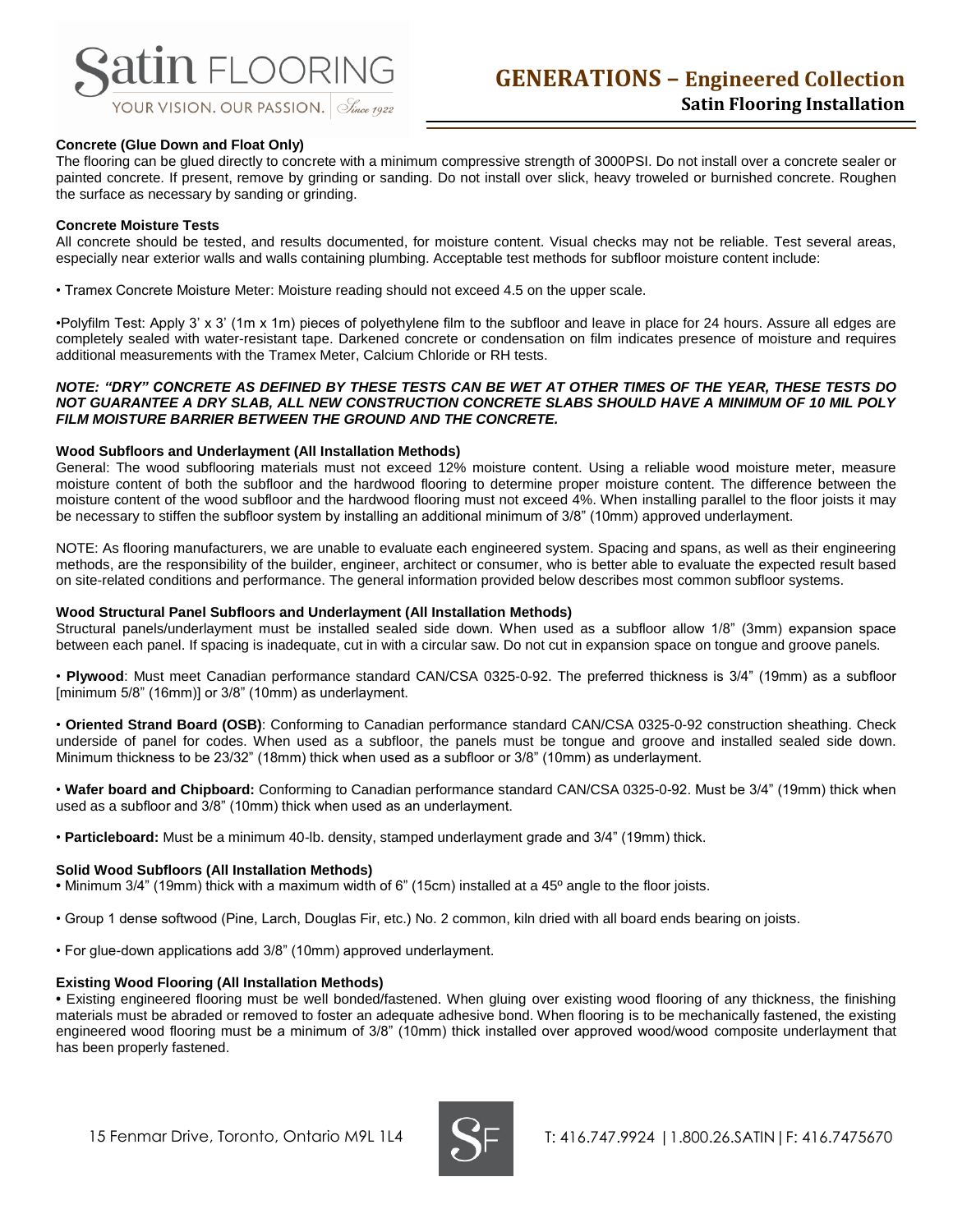**Concrete (Glue Down and Float Only)**

The flooring can be glued directly to concrete with a minimum compressive strength of 3000PSI. Do not install over a concrete sealer or painted concrete. If present, remove by grinding or sanding. Do not install over slick, heavy troweled or burnished concrete. Roughen the surface as necessary by sanding or grinding.

**Concrete Moisture Tests**

All concrete should be tested, and results documented, for moisture content. Visual checks may not be reliable. Test several areas, especially near exterior walls and walls containing plumbing. Acceptable test methods for subfloor moisture content include:

• Tramex Concrete Moisture Meter: Moisture reading should not exceed 4.5 on the upper scale.

•Polyfilm Test: Apply 3' x 3' (1m x 1m) pieces of polyethylene film to the subfloor and leave in place for 24 hours. Assure all edges are completely sealed with water-resistant tape. Darkened concrete or condensation on film indicates presence of moisture and requires additional measurements with the Tramex Meter, Calcium Chloride or RH tests.

***NOTE: "DRY" CONCRETE AS DEFINED BY THESE TESTS CAN BE WET AT OTHER TIMES OF THE YEAR, THESE TESTS DO NOT GUARANTEE A DRY SLAB, ALL NEW CONSTRUCTION CONCRETE SLABS SHOULD HAVE A MINIMUM OF 10 MIL POLY FILM MOISTURE BARRIER BETWEEN THE GROUND AND THE CONCRETE.***

**Wood Subfloors and Underlayment (All Installation Methods)**

General: The wood subflooring materials must not exceed 12% moisture content. Using a reliable wood moisture meter, measure moisture content of both the subfloor and the hardwood flooring to determine proper moisture content. The difference between the moisture content of the wood subfloor and the hardwood flooring must not exceed 4%. When installing parallel to the floor joists it may be necessary to stiffen the subfloor system by installing an additional minimum of 3/8" (10mm) approved underlayment.

NOTE: As flooring manufacturers, we are unable to evaluate each engineered system. Spacing and spans, as well as their engineering methods, are the responsibility of the builder, engineer, architect or consumer, who is better able to evaluate the expected result based on site-related conditions and performance. The general information provided below describes most common subfloor systems.

**Wood Structural Panel Subfloors and Underlayment (All Installation Methods)**

Structural panels/underlayment must be installed sealed side down. When used as a subfloor allow 1/8" (3mm) expansion space between each panel. If spacing is inadequate, cut in with a circular saw. Do not cut in expansion space on tongue and groove panels.

• **Plywood**: Must meet Canadian performance standard CAN/CSA 0325-0-92. The preferred thickness is 3/4" (19mm) as a subfloor [minimum 5/8" (16mm)] or 3/8" (10mm) as underlayment.

• **Oriented Strand Board (OSB)**: Conforming to Canadian performance standard CAN/CSA 0325-0-92 construction sheathing. Check underside of panel for codes. When used as a subfloor, the panels must be tongue and groove and installed sealed side down. Minimum thickness to be 23/32" (18mm) thick when used as a subfloor or 3/8" (10mm) as underlayment.

• **Wafer board and Chipboard:** Conforming to Canadian performance standard CAN/CSA 0325-0-92. Must be 3/4" (19mm) thick when used as a subfloor and 3/8" (10mm) thick when used as an underlayment.

• **Particleboard:** Must be a minimum 40-lb. density, stamped underlayment grade and 3/4" (19mm) thick.

**Solid Wood Subfloors (All Installation Methods)**

• Minimum 3/4" (19mm) thick with a maximum width of 6" (15cm) installed at a 45º angle to the floor joists.

• Group 1 dense softwood (Pine, Larch, Douglas Fir, etc.) No. 2 common, kiln dried with all board ends bearing on joists.

• For glue-down applications add 3/8" (10mm) approved underlayment.

**Existing Wood Flooring (All Installation Methods)**

• Existing engineered flooring must be well bonded/fastened. When gluing over existing wood flooring of any thickness, the finishing materials must be abraded or removed to foster an adequate adhesive bond. When flooring is to be mechanically fastened, the existing engineered wood flooring must be a minimum of 3/8" (10mm) thick installed over approved wood/wood composite underlayment that has been properly fastened.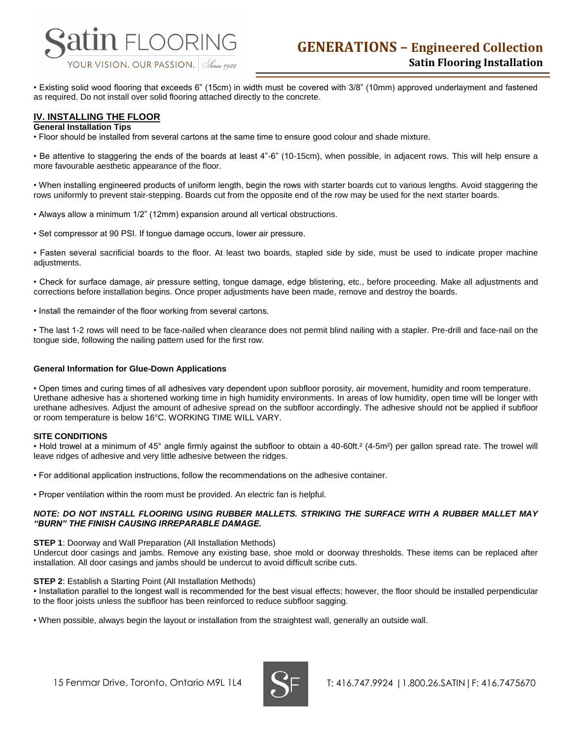• Existing solid wood flooring that exceeds 6" (15cm) in width must be covered with 3/8" (10mm) approved underlayment and fastened as required. Do not install over solid flooring attached directly to the concrete.

## IV. INSTALLING THE FLOOR

**General Installation Tips**

• Floor should be installed from several cartons at the same time to ensure good colour and shade mixture.

• Be attentive to staggering the ends of the boards at least 4"-6" (10-15cm), when possible, in adjacent rows. This will help ensure a more favourable aesthetic appearance of the floor.

• When installing engineered products of uniform length, begin the rows with starter boards cut to various lengths. Avoid staggering the rows uniformly to prevent stair-stepping. Boards cut from the opposite end of the row may be used for the next starter boards.

• Always allow a minimum 1/2" (12mm) expansion around all vertical obstructions.

• Set compressor at 90 PSI. If tongue damage occurs, lower air pressure.

• Fasten several sacrificial boards to the floor. At least two boards, stapled side by side, must be used to indicate proper machine adjustments.

• Check for surface damage, air pressure setting, tongue damage, edge blistering, etc., before proceeding. Make all adjustments and corrections before installation begins. Once proper adjustments have been made, remove and destroy the boards.

• Install the remainder of the floor working from several cartons.

• The last 1-2 rows will need to be face-nailed when clearance does not permit blind nailing with a stapler. Pre-drill and face-nail on the tongue side, following the nailing pattern used for the first row.

**General Information for Glue-Down Applications**

• Open times and curing times of all adhesives vary dependent upon subfloor porosity, air movement, humidity and room temperature. Urethane adhesive has a shortened working time in high humidity environments. In areas of low humidity, open time will be longer with urethane adhesives. Adjust the amount of adhesive spread on the subfloor accordingly. The adhesive should not be applied if subfloor or room temperature is below 16°C. WORKING TIME WILL VARY.

**SITE CONDITIONS**

• Hold trowel at a minimum of 45° angle firmly against the subfloor to obtain a 40-60ft.$^2$ (4-5m$^2$) per gallon spread rate. The trowel will leave ridges of adhesive and very little adhesive between the ridges.

• For additional application instructions, follow the recommendations on the adhesive container.

• Proper ventilation within the room must be provided. An electric fan is helpful.

***NOTE: DO NOT INSTALL FLOORING USING RUBBER MALLETS. STRIKING THE SURFACE WITH A RUBBER MALLET MAY "BURN" THE FINISH CAUSING IRREPARABLE DAMAGE.***

**STEP 1**: Doorway and Wall Preparation (All Installation Methods)

Undercut door casings and jambs. Remove any existing base, shoe mold or doorway thresholds. These items can be replaced after installation. All door casings and jambs should be undercut to avoid difficult scribe cuts.

**STEP 2**: Establish a Starting Point (All Installation Methods)

• Installation parallel to the longest wall is recommended for the best visual effects; however, the floor should be installed perpendicular to the floor joists unless the subfloor has been reinforced to reduce subfloor sagging.

• When possible, always begin the layout or installation from the straightest wall, generally an outside wall.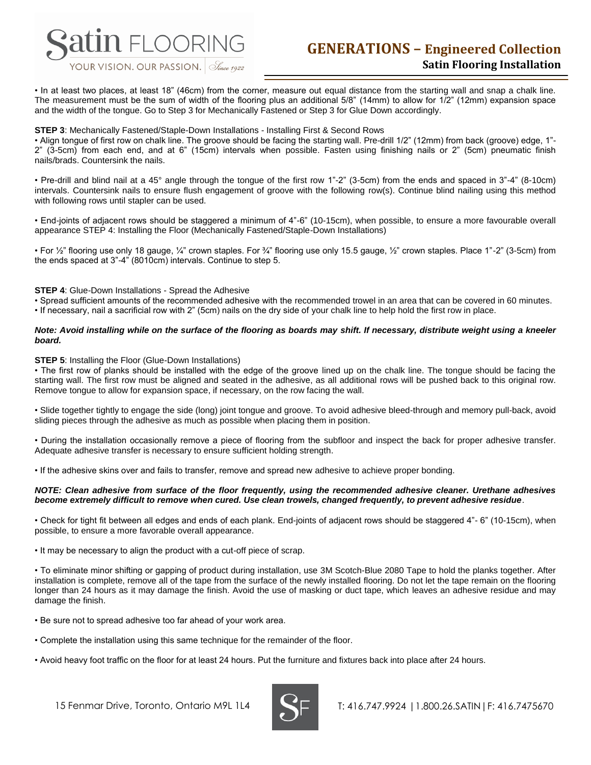• In at least two places, at least 18" (46cm) from the corner, measure out equal distance from the starting wall and snap a chalk line. The measurement must be the sum of width of the flooring plus an additional 5/8" (14mm) to allow for 1/2" (12mm) expansion space and the width of the tongue. Go to Step 3 for Mechanically Fastened or Step 3 for Glue Down accordingly.

**STEP 3**: Mechanically Fastened/Staple-Down Installations - Installing First & Second Rows

• Align tongue of first row on chalk line. The groove should be facing the starting wall. Pre-drill 1/2" (12mm) from back (groove) edge, 1"-2" (3-5cm) from each end, and at 6" (15cm) intervals when possible. Fasten using finishing nails or 2" (5cm) pneumatic finish nails/brads. Countersink the nails.

• Pre-drill and blind nail at a 45° angle through the tongue of the first row 1"-2" (3-5cm) from the ends and spaced in 3"-4" (8-10cm) intervals. Countersink nails to ensure flush engagement of groove with the following row(s). Continue blind nailing using this method with following rows until stapler can be used.

• End-joints of adjacent rows should be staggered a minimum of 4"-6" (10-15cm), when possible, to ensure a more favourable overall appearance STEP 4: Installing the Floor (Mechanically Fastened/Staple-Down Installations)

• For ½" flooring use only 18 gauge, ¼" crown staples. For ¾" flooring use only 15.5 gauge, ½" crown staples. Place 1"-2" (3-5cm) from the ends spaced at 3"-4" (8010cm) intervals. Continue to step 5.

**STEP 4**: Glue-Down Installations - Spread the Adhesive

• Spread sufficient amounts of the recommended adhesive with the recommended trowel in an area that can be covered in 60 minutes.

• If necessary, nail a sacrificial row with 2" (5cm) nails on the dry side of your chalk line to help hold the first row in place.

***Note: Avoid installing while on the surface of the flooring as boards may shift. If necessary, distribute weight using a kneeler board.***

**STEP 5**: Installing the Floor (Glue-Down Installations)

• The first row of planks should be installed with the edge of the groove lined up on the chalk line. The tongue should be facing the starting wall. The first row must be aligned and seated in the adhesive, as all additional rows will be pushed back to this original row. Remove tongue to allow for expansion space, if necessary, on the row facing the wall.

• Slide together tightly to engage the side (long) joint tongue and groove. To avoid adhesive bleed-through and memory pull-back, avoid sliding pieces through the adhesive as much as possible when placing them in position.

• During the installation occasionally remove a piece of flooring from the subfloor and inspect the back for proper adhesive transfer. Adequate adhesive transfer is necessary to ensure sufficient holding strength.

• If the adhesive skins over and fails to transfer, remove and spread new adhesive to achieve proper bonding.

***NOTE: Clean adhesive from surface of the floor frequently, using the recommended adhesive cleaner. Urethane adhesives become extremely difficult to remove when cured. Use clean trowels, changed frequently, to prevent adhesive residue***.

• Check for tight fit between all edges and ends of each plank. End-joints of adjacent rows should be staggered 4"- 6" (10-15cm), when possible, to ensure a more favorable overall appearance.

• It may be necessary to align the product with a cut-off piece of scrap.

• To eliminate minor shifting or gapping of product during installation, use 3M Scotch-Blue 2080 Tape to hold the planks together. After installation is complete, remove all of the tape from the surface of the newly installed flooring. Do not let the tape remain on the flooring longer than 24 hours as it may damage the finish. Avoid the use of masking or duct tape, which leaves an adhesive residue and may damage the finish.

• Be sure not to spread adhesive too far ahead of your work area.

• Complete the installation using this same technique for the remainder of the floor.

• Avoid heavy foot traffic on the floor for at least 24 hours. Put the furniture and fixtures back into place after 24 hours.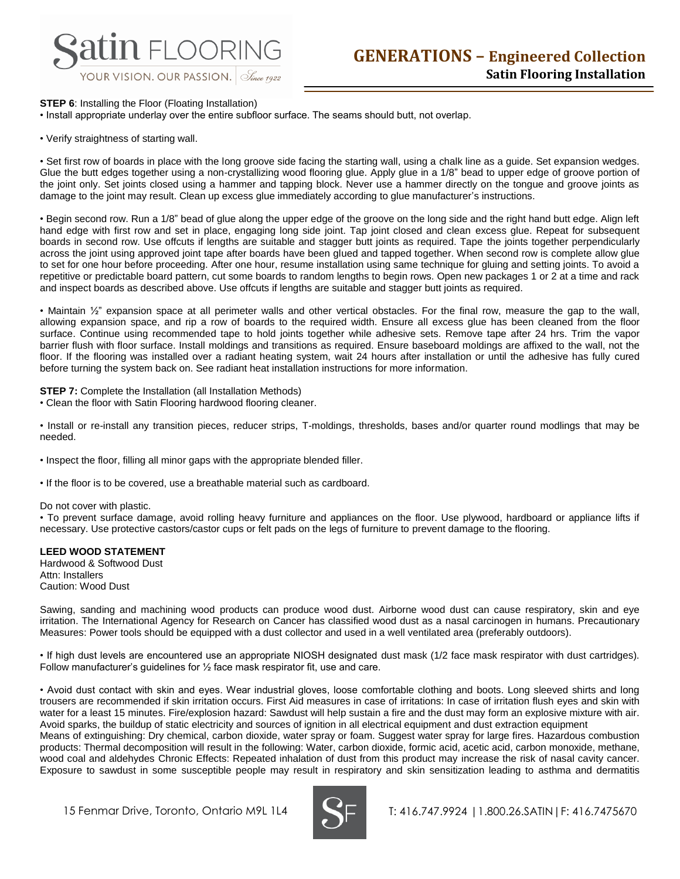**STEP 6**: Installing the Floor (Floating Installation)

• Install appropriate underlay over the entire subfloor surface. The seams should butt, not overlap.

• Verify straightness of starting wall.

• Set first row of boards in place with the long groove side facing the starting wall, using a chalk line as a guide. Set expansion wedges. Glue the butt edges together using a non-crystallizing wood flooring glue. Apply glue in a 1/8" bead to upper edge of groove portion of the joint only. Set joints closed using a hammer and tapping block. Never use a hammer directly on the tongue and groove joints as damage to the joint may result. Clean up excess glue immediately according to glue manufacturer's instructions.

• Begin second row. Run a 1/8" bead of glue along the upper edge of the groove on the long side and the right hand butt edge. Align left hand edge with first row and set in place, engaging long side joint. Tap joint closed and clean excess glue. Repeat for subsequent boards in second row. Use offcuts if lengths are suitable and stagger butt joints as required. Tape the joints together perpendicularly across the joint using approved joint tape after boards have been glued and tapped together. When second row is complete allow glue to set for one hour before proceeding. After one hour, resume installation using same technique for gluing and setting joints. To avoid a repetitive or predictable board pattern, cut some boards to random lengths to begin rows. Open new packages 1 or 2 at a time and rack and inspect boards as described above. Use offcuts if lengths are suitable and stagger butt joints as required.

• Maintain ½" expansion space at all perimeter walls and other vertical obstacles. For the final row, measure the gap to the wall, allowing expansion space, and rip a row of boards to the required width. Ensure all excess glue has been cleaned from the floor surface. Continue using recommended tape to hold joints together while adhesive sets. Remove tape after 24 hrs. Trim the vapor barrier flush with floor surface. Install moldings and transitions as required. Ensure baseboard moldings are affixed to the wall, not the floor. If the flooring was installed over a radiant heating system, wait 24 hours after installation or until the adhesive has fully cured before turning the system back on. See radiant heat installation instructions for more information.

**STEP 7:** Complete the Installation (all Installation Methods)

• Clean the floor with Satin Flooring hardwood flooring cleaner.

• Install or re-install any transition pieces, reducer strips, T-moldings, thresholds, bases and/or quarter round modlings that may be needed.

• Inspect the floor, filling all minor gaps with the appropriate blended filler.

• If the floor is to be covered, use a breathable material such as cardboard.

Do not cover with plastic.

• To prevent surface damage, avoid rolling heavy furniture and appliances on the floor. Use plywood, hardboard or appliance lifts if necessary. Use protective castors/castor cups or felt pads on the legs of furniture to prevent damage to the flooring.

**LEED WOOD STATEMENT**

Hardwood & Softwood Dust
Attn: Installers
Caution: Wood Dust

Sawing, sanding and machining wood products can produce wood dust. Airborne wood dust can cause respiratory, skin and eye irritation. The International Agency for Research on Cancer has classified wood dust as a nasal carcinogen in humans. Precautionary Measures: Power tools should be equipped with a dust collector and used in a well ventilated area (preferably outdoors).

• If high dust levels are encountered use an appropriate NIOSH designated dust mask (1/2 face mask respirator with dust cartridges). Follow manufacturer's guidelines for ½ face mask respirator fit, use and care.

• Avoid dust contact with skin and eyes. Wear industrial gloves, loose comfortable clothing and boots. Long sleeved shirts and long trousers are recommended if skin irritation occurs. First Aid measures in case of irritations: In case of irritation flush eyes and skin with water for a least 15 minutes. Fire/explosion hazard: Sawdust will help sustain a fire and the dust may form an explosive mixture with air. Avoid sparks, the buildup of static electricity and sources of ignition in all electrical equipment and dust extraction equipment

Means of extinguishing: Dry chemical, carbon dioxide, water spray or foam. Suggest water spray for large fires. Hazardous combustion products: Thermal decomposition will result in the following: Water, carbon dioxide, formic acid, acetic acid, carbon monoxide, methane, wood coal and aldehydes Chronic Effects: Repeated inhalation of dust from this product may increase the risk of nasal cavity cancer. Exposure to sawdust in some susceptible people may result in respiratory and skin sensitization leading to asthma and dermatitis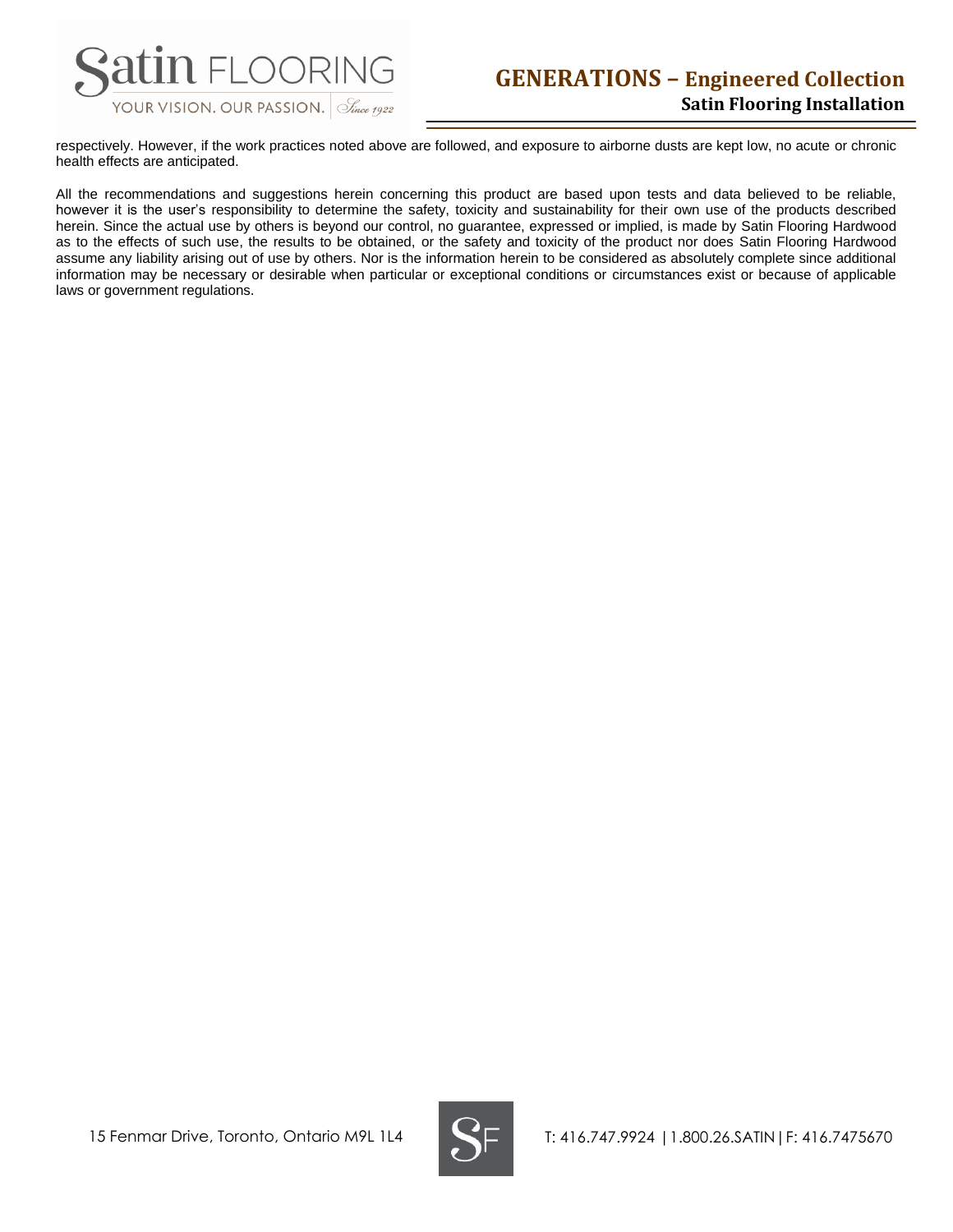respectively. However, if the work practices noted above are followed, and exposure to airborne dusts are kept low, no acute or chronic health effects are anticipated.

All the recommendations and suggestions herein concerning this product are based upon tests and data believed to be reliable, however it is the user's responsibility to determine the safety, toxicity and sustainability for their own use of the products described herein. Since the actual use by others is beyond our control, no guarantee, expressed or implied, is made by Satin Flooring Hardwood as to the effects of such use, the results to be obtained, or the safety and toxicity of the product nor does Satin Flooring Hardwood assume any liability arising out of use by others. Nor is the information herein to be considered as absolutely complete since additional information may be necessary or desirable when particular or exceptional conditions or circumstances exist or because of applicable laws or government regulations.